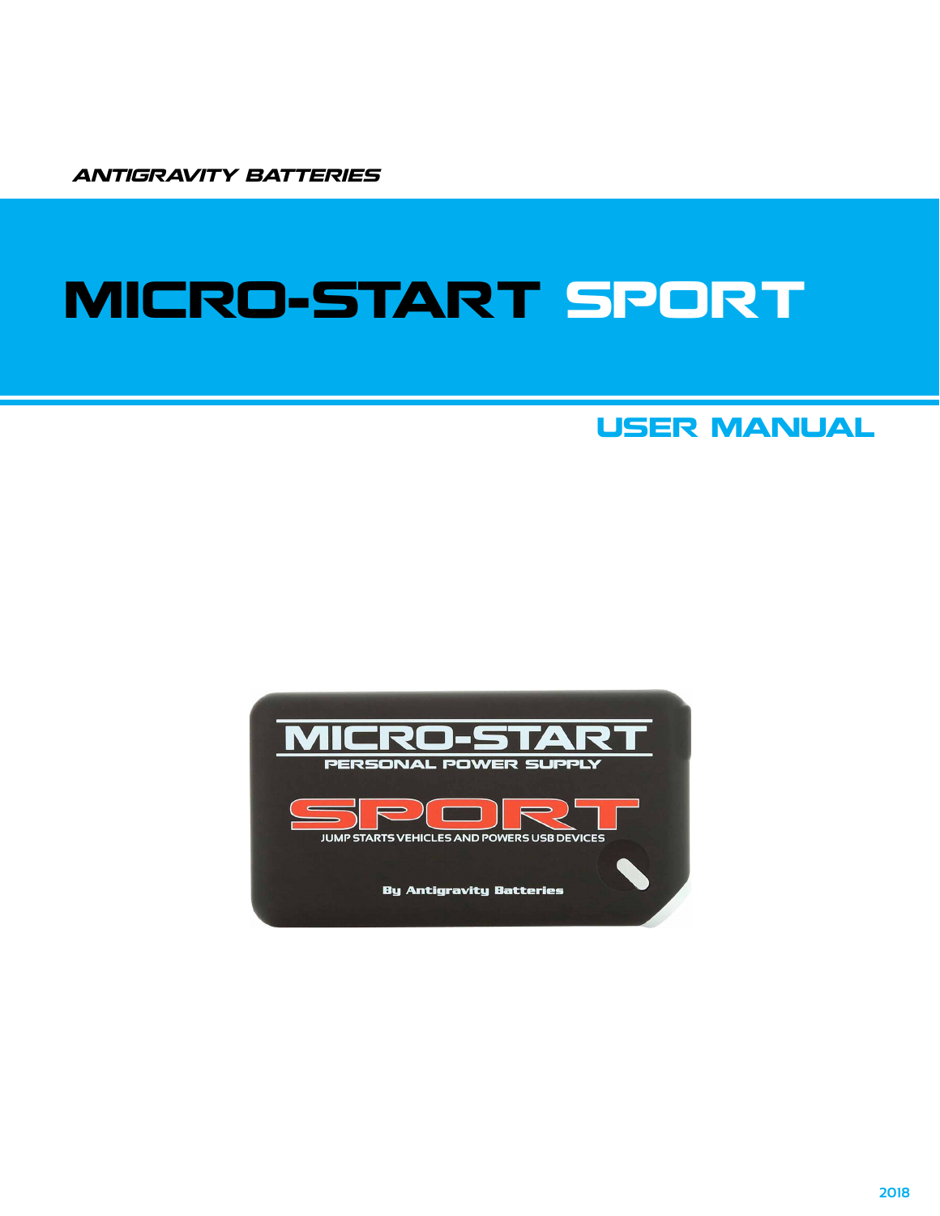ANTIGRAVITY BATTERIES

# MICRO-START SPORT

## USER MANUAL

2018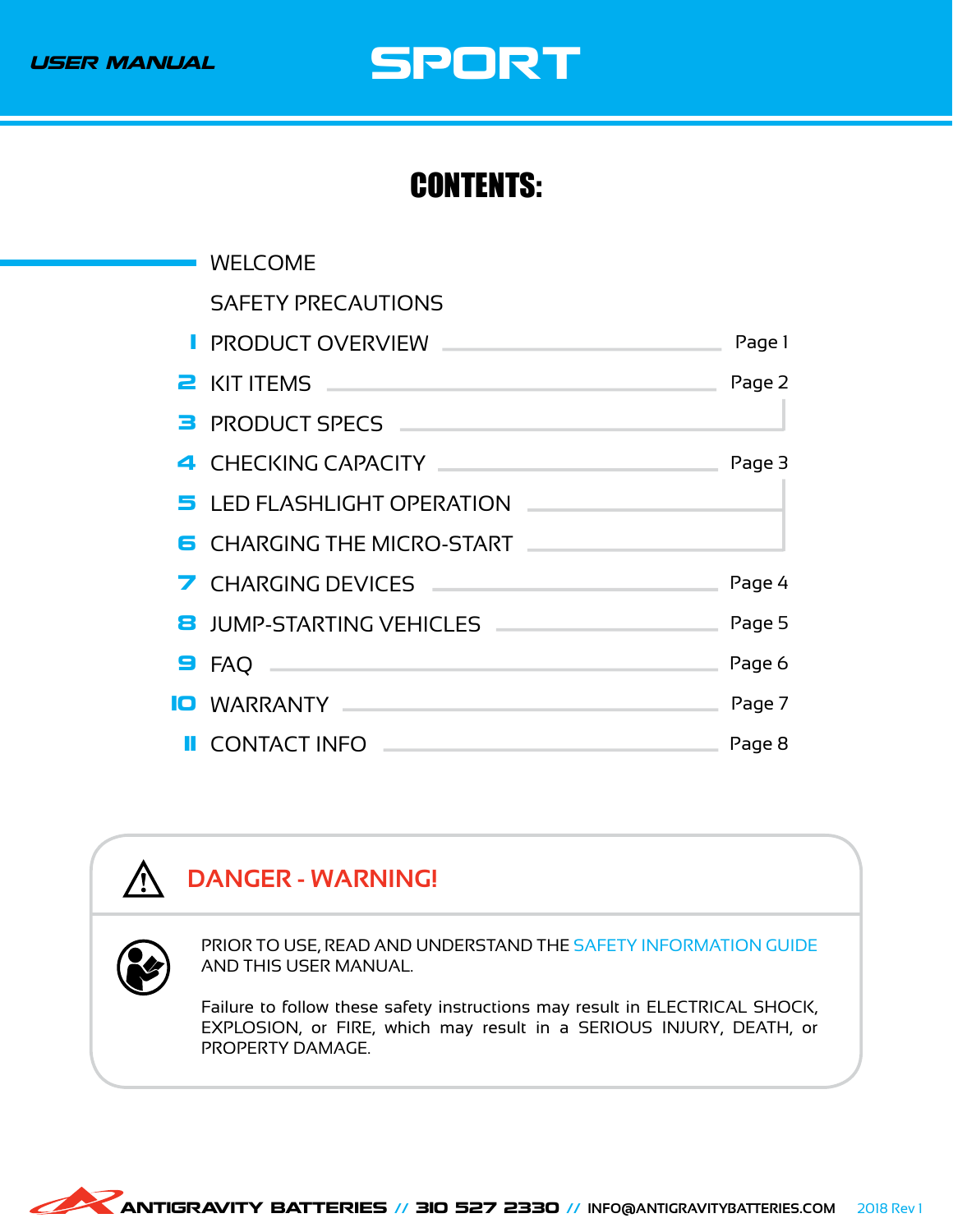# CONTENTS:

| | Section | Page |
|---|---|---|
| | WELCOME | |
| | SAFETY PRECAUTIONS | |
| 1 | PRODUCT OVERVIEW | Page 1 |
| 2 | KIT ITEMS | Page 2 |
| 3 | PRODUCT SPECS | Page 2 |
| 4 | CHECKING CAPACITY | Page 3 |
| 5 | LED FLASHLIGHT OPERATION | Page 3 |
| 6 | CHARGING THE MICRO-START | Page 3 |
| 7 | CHARGING DEVICES | Page 4 |
| 8 | JUMP-STARTING VEHICLES | Page 5 |
| 9 | FAQ | Page 6 |
| 10 | WARRANTY | Page 7 |
| 11 | CONTACT INFO | Page 8 |

## ⚠ DANGER - WARNING!

PRIOR TO USE, READ AND UNDERSTAND THE SAFETY INFORMATION GUIDE AND THIS USER MANUAL.

Failure to follow these safety instructions may result in ELECTRICAL SHOCK, EXPLOSION, or FIRE, which may result in a SERIOUS INJURY, DEATH, or PROPERTY DAMAGE.

ANTIGRAVITY BATTERIES // 310 527 2330 // INFO@ANTIGRAVITYBATTERIES.COM 2018 Rev 1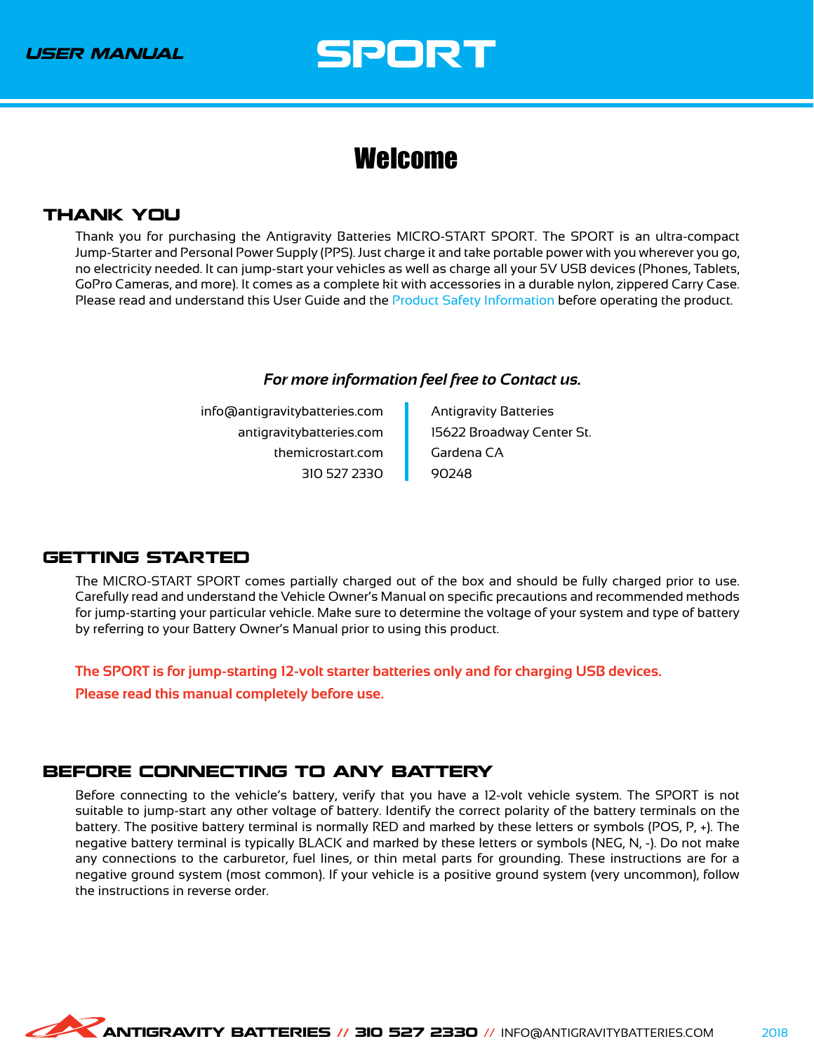# Welcome

## THANK YOU

Thank you for purchasing the Antigravity Batteries MICRO-START SPORT. The SPORT is an ultra-compact Jump-Starter and Personal Power Supply (PPS). Just charge it and take portable power with you wherever you go, no electricity needed. It can jump-start your vehicles as well as charge all your 5V USB devices (Phones, Tablets, GoPro Cameras, and more). It comes as a complete kit with accessories in a durable nylon, zippered Carry Case. Please read and understand this User Guide and the Product Safety Information before operating the product.

***For more information feel free to Contact us.***

info@antigravitybatteries.com
antigravitybatteries.com
themicrostart.com
310 527 2330

Antigravity Batteries
15622 Broadway Center St.
Gardena CA
90248

## GETTING STARTED

The MICRO-START SPORT comes partially charged out of the box and should be fully charged prior to use. Carefully read and understand the Vehicle Owner's Manual on specific precautions and recommended methods for jump-starting your particular vehicle. Make sure to determine the voltage of your system and type of battery by referring to your Battery Owner's Manual prior to using this product.

**The SPORT is for jump-starting 12-volt starter batteries only and for charging USB devices.**

**Please read this manual completely before use.**

## BEFORE CONNECTING TO ANY BATTERY

Before connecting to the vehicle's battery, verify that you have a 12-volt vehicle system. The SPORT is not suitable to jump-start any other voltage of battery. Identify the correct polarity of the battery terminals on the battery. The positive battery terminal is normally RED and marked by these letters or symbols (POS, P, +). The negative battery terminal is typically BLACK and marked by these letters or symbols (NEG, N, -). Do not make any connections to the carburetor, fuel lines, or thin metal parts for grounding. These instructions are for a negative ground system (most common). If your vehicle is a positive ground system (very uncommon), follow the instructions in reverse order.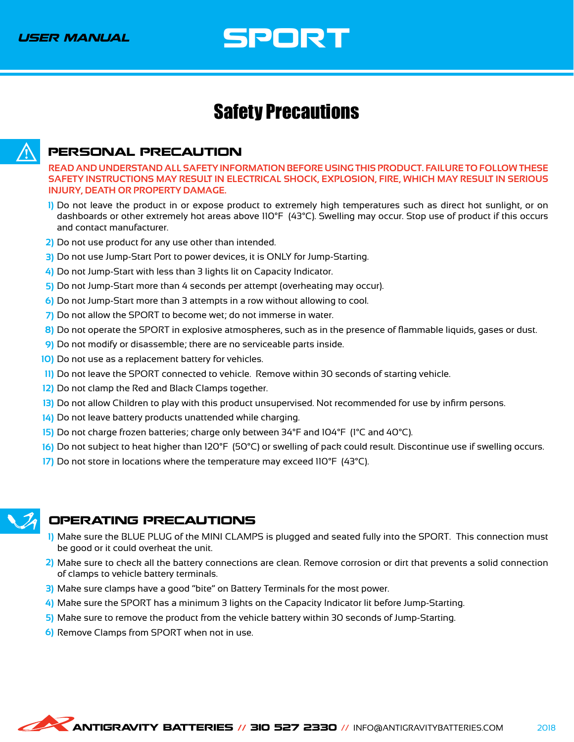# Safety Precautions

## PERSONAL PRECAUTION

**READ AND UNDERSTAND ALL SAFETY INFORMATION BEFORE USING THIS PRODUCT. FAILURE TO FOLLOW THESE SAFETY INSTRUCTIONS MAY RESULT IN ELECTRICAL SHOCK, EXPLOSION, FIRE, WHICH MAY RESULT IN SERIOUS INJURY, DEATH OR PROPERTY DAMAGE.**

1) Do not leave the product in or expose product to extremely high temperatures such as direct hot sunlight, or on dashboards or other extremely hot areas above 110°F (43°C). Swelling may occur. Stop use of product if this occurs and contact manufacturer.
2) Do not use product for any use other than intended.
3) Do not use Jump-Start Port to power devices, it is ONLY for Jump-Starting.
4) Do not Jump-Start with less than 3 lights lit on Capacity Indicator.
5) Do not Jump-Start more than 4 seconds per attempt (overheating may occur).
6) Do not Jump-Start more than 3 attempts in a row without allowing to cool.
7) Do not allow the SPORT to become wet; do not immerse in water.
8) Do not operate the SPORT in explosive atmospheres, such as in the presence of flammable liquids, gases or dust.
9) Do not modify or disassemble; there are no serviceable parts inside.
10) Do not use as a replacement battery for vehicles.
11) Do not leave the SPORT connected to vehicle. Remove within 30 seconds of starting vehicle.
12) Do not clamp the Red and Black Clamps together.
13) Do not allow Children to play with this product unsupervised. Not recommended for use by infirm persons.
14) Do not leave battery products unattended while charging.
15) Do not charge frozen batteries; charge only between 34°F and 104°F (1°C and 40°C).
16) Do not subject to heat higher than 120°F (50°C) or swelling of pack could result. Discontinue use if swelling occurs.
17) Do not store in locations where the temperature may exceed 110°F (43°C).

## OPERATING PRECAUTIONS

1) Make sure the BLUE PLUG of the MINI CLAMPS is plugged and seated fully into the SPORT. This connection must be good or it could overheat the unit.
2) Make sure to check all the battery connections are clean. Remove corrosion or dirt that prevents a solid connection of clamps to vehicle battery terminals.
3) Make sure clamps have a good "bite" on Battery Terminals for the most power.
4) Make sure the SPORT has a minimum 3 lights on the Capacity Indicator lit before Jump-Starting.
5) Make sure to remove the product from the vehicle battery within 30 seconds of Jump-Starting.
6) Remove Clamps from SPORT when not in use.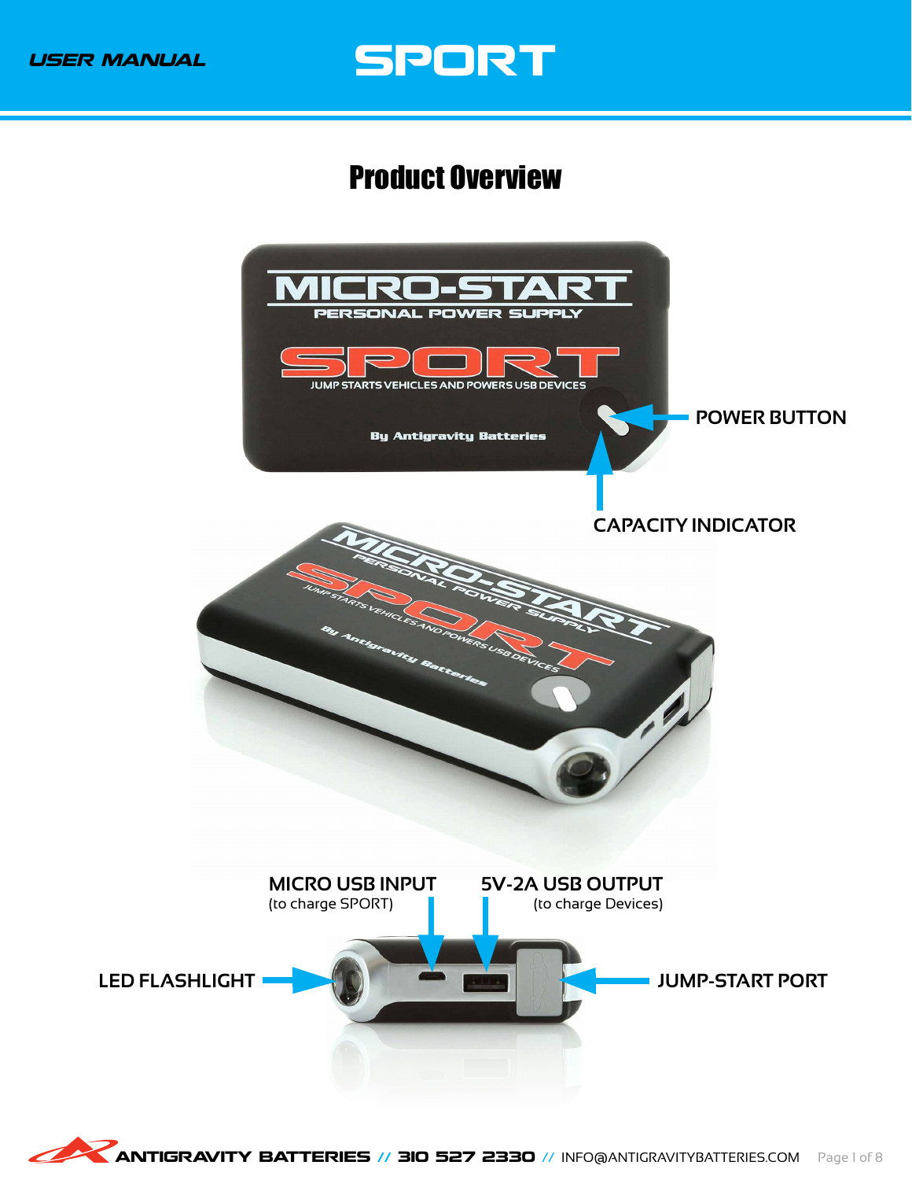# Product Overview

POWER BUTTON

CAPACITY INDICATOR

MICRO USB INPUT
(to charge SPORT)

5V-2A USB OUTPUT
(to charge Devices)

LED FLASHLIGHT

JUMP-START PORT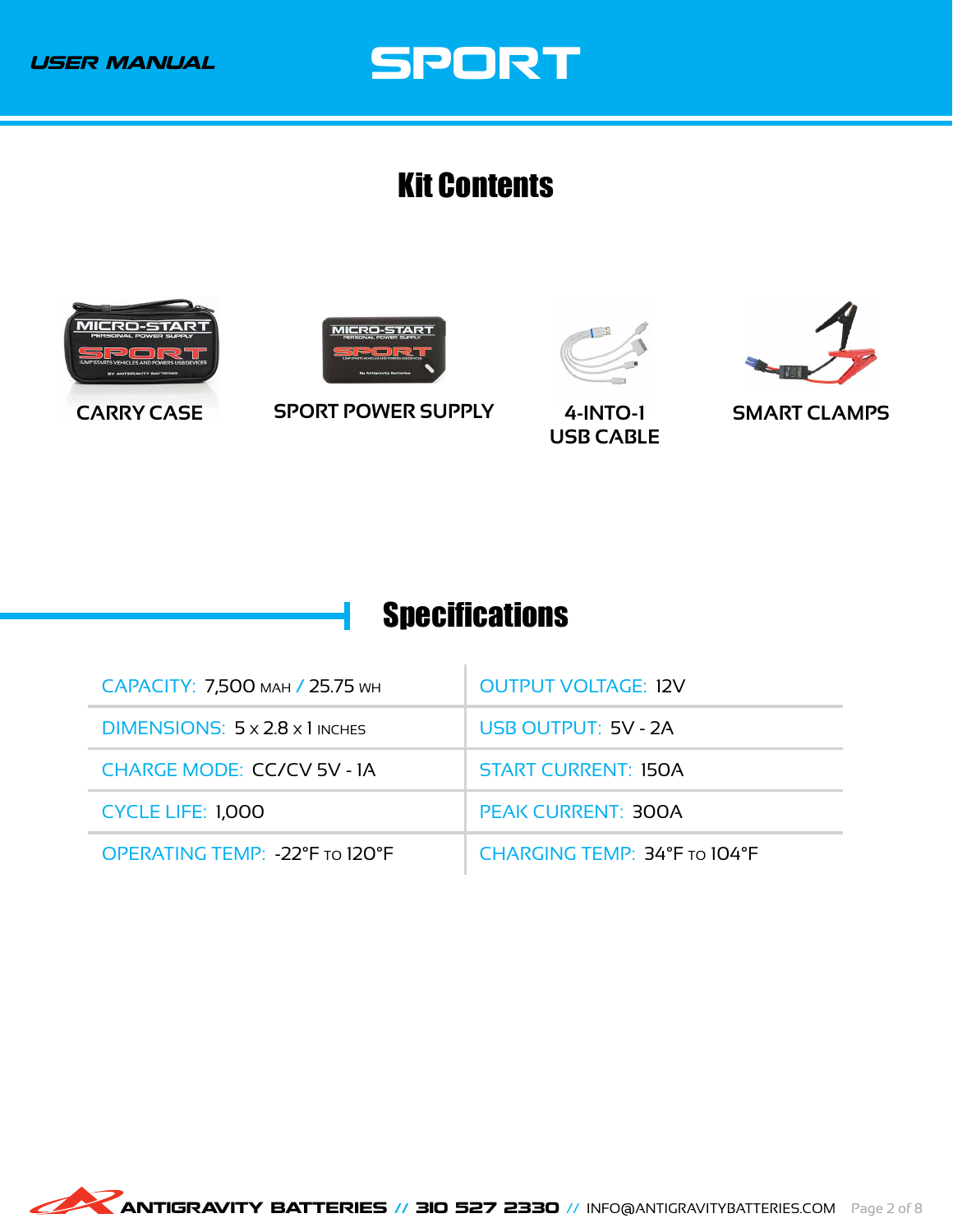## Kit Contents

- CARRY CASE
- SPORT POWER SUPPLY
- 4-INTO-1 USB CABLE
- SMART CLAMPS

## Specifications

| | |
|---|---|
| CAPACITY: 7,500 MAH / 25.75 WH | OUTPUT VOLTAGE: 12V |
| DIMENSIONS: 5 x 2.8 x 1 INCHES | USB OUTPUT: 5V - 2A |
| CHARGE MODE: CC/CV 5V - 1A | START CURRENT: 150A |
| CYCLE LIFE: 1,000 | PEAK CURRENT: 300A |
| OPERATING TEMP: -22°F TO 120°F | CHARGING TEMP: 34°F TO 104°F |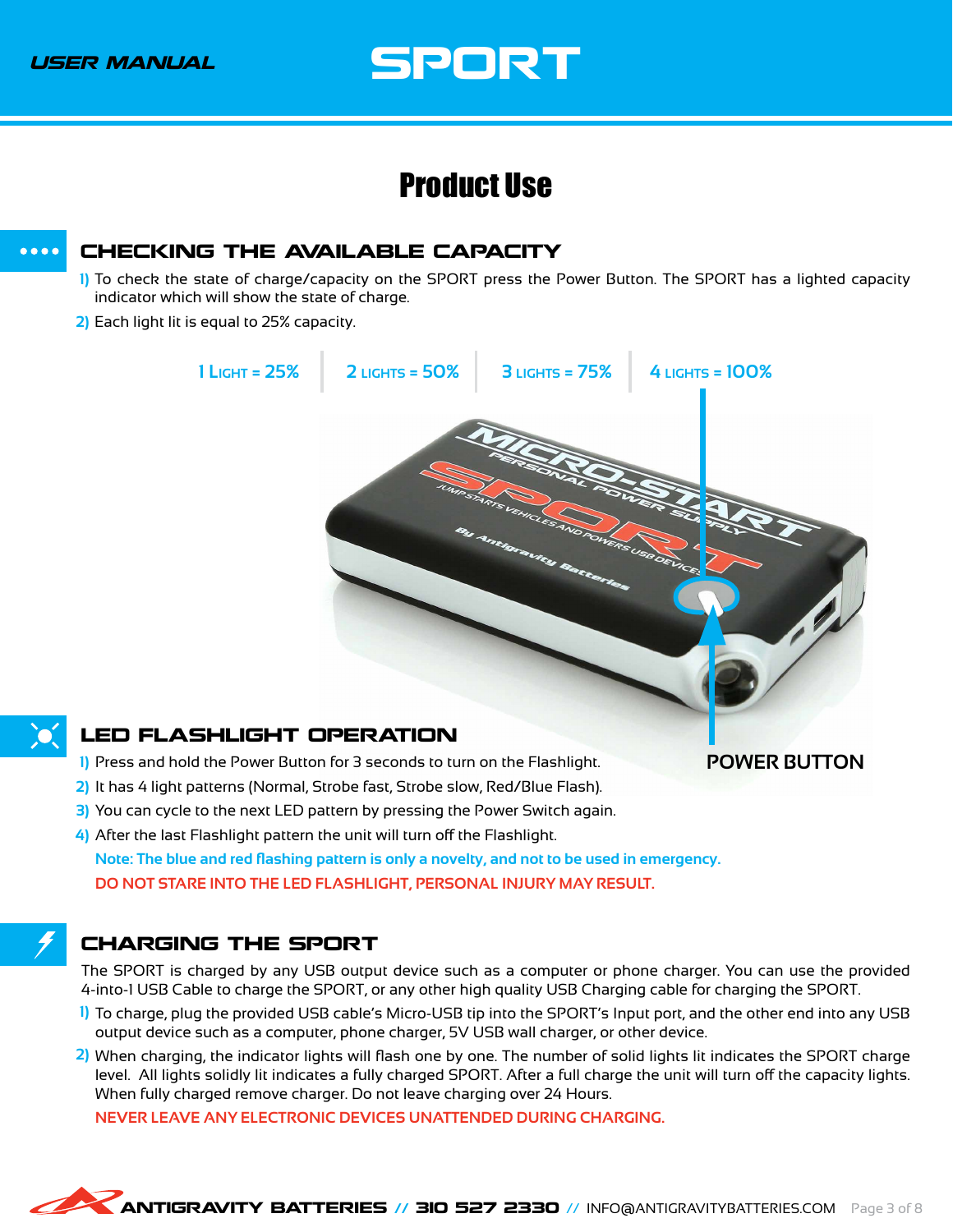# Product Use

## CHECKING THE AVAILABLE CAPACITY

1) To check the state of charge/capacity on the SPORT press the Power Button. The SPORT has a lighted capacity indicator which will show the state of charge.
2) Each light lit is equal to 25% capacity.

1 LIGHT = 25% | 2 LIGHTS = 50% | 3 LIGHTS = 75% | 4 LIGHTS = 100%

POWER BUTTON

## LED FLASHLIGHT OPERATION

1) Press and hold the Power Button for 3 seconds to turn on the Flashlight.
2) It has 4 light patterns (Normal, Strobe fast, Strobe slow, Red/Blue Flash).
3) You can cycle to the next LED pattern by pressing the Power Switch again.
4) After the last Flashlight pattern the unit will turn off the Flashlight.

Note: The blue and red flashing pattern is only a novelty, and not to be used in emergency.

DO NOT STARE INTO THE LED FLASHLIGHT, PERSONAL INJURY MAY RESULT.

## CHARGING THE SPORT

The SPORT is charged by any USB output device such as a computer or phone charger. You can use the provided 4-into-1 USB Cable to charge the SPORT, or any other high quality USB Charging cable for charging the SPORT.

1) To charge, plug the provided USB cable's Micro-USB tip into the SPORT's Input port, and the other end into any USB output device such as a computer, phone charger, 5V USB wall charger, or other device.
2) When charging, the indicator lights will flash one by one. The number of solid lights lit indicates the SPORT charge level. All lights solidly lit indicates a fully charged SPORT. After a full charge the unit will turn off the capacity lights. When fully charged remove charger. Do not leave charging over 24 Hours.

NEVER LEAVE ANY ELECTRONIC DEVICES UNATTENDED DURING CHARGING.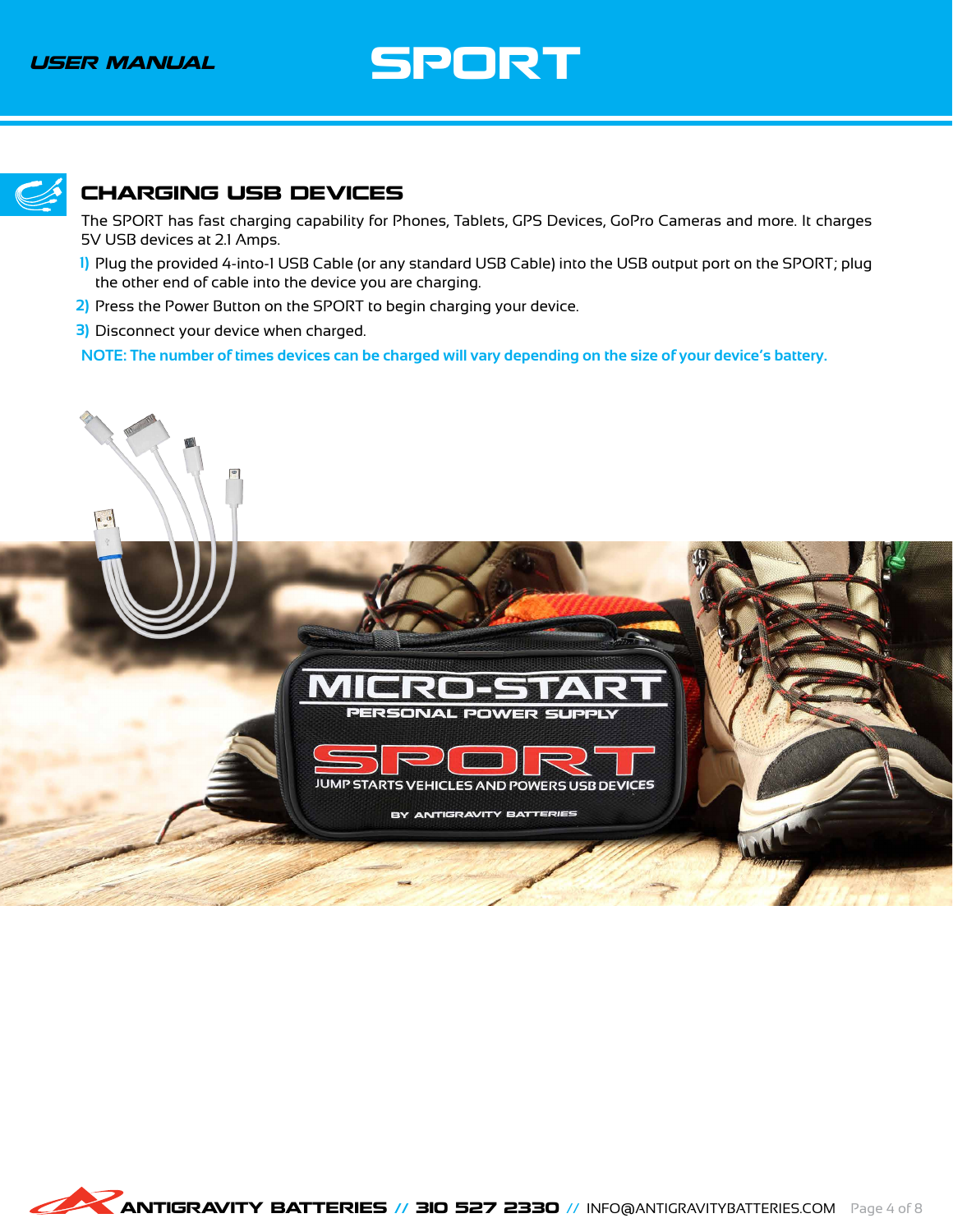## CHARGING USB DEVICES

The SPORT has fast charging capability for Phones, Tablets, GPS Devices, GoPro Cameras and more. It charges 5V USB devices at 2.1 Amps.

1) Plug the provided 4-into-1 USB Cable (or any standard USB Cable) into the USB output port on the SPORT; plug the other end of cable into the device you are charging.
2) Press the Power Button on the SPORT to begin charging your device.
3) Disconnect your device when charged.

**NOTE: The number of times devices can be charged will vary depending on the size of your device's battery.**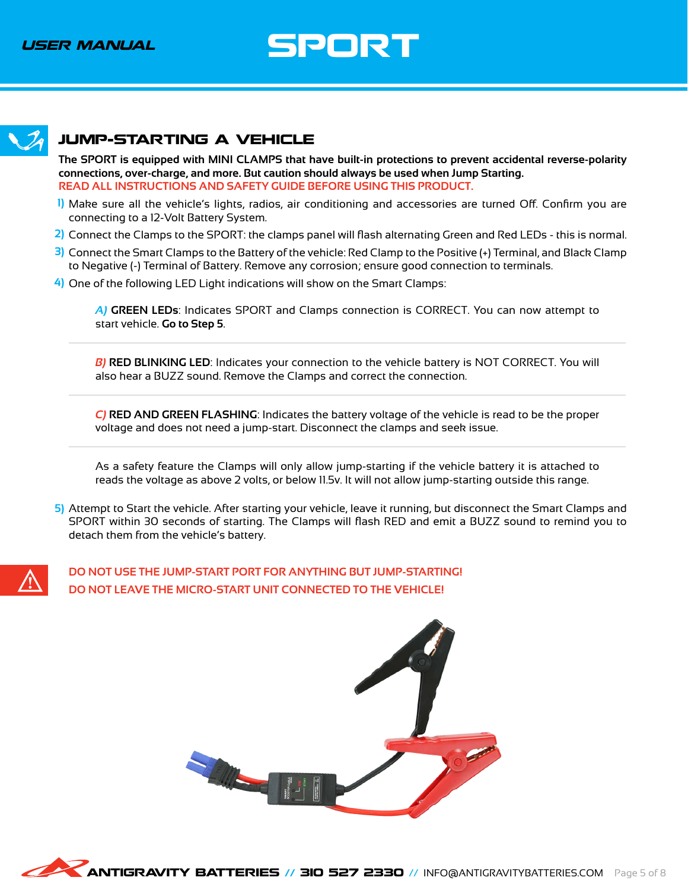## JUMP-STARTING A VEHICLE

**The SPORT is equipped with MINI CLAMPS that have built-in protections to prevent accidental reverse-polarity connections, over-charge, and more. But caution should always be used when Jump Starting.**

READ ALL INSTRUCTIONS AND SAFETY GUIDE BEFORE USING THIS PRODUCT.

1) Make sure all the vehicle's lights, radios, air conditioning and accessories are turned Off. Confirm you are connecting to a 12-Volt Battery System.
2) Connect the Clamps to the SPORT: the clamps panel will flash alternating Green and Red LEDs - this is normal.
3) Connect the Smart Clamps to the Battery of the vehicle: Red Clamp to the Positive (+) Terminal, and Black Clamp to Negative (-) Terminal of Battery. Remove any corrosion; ensure good connection to terminals.
4) One of the following LED Light indications will show on the Smart Clamps:

   *A)* **GREEN LEDs**: Indicates SPORT and Clamps connection is CORRECT. You can now attempt to start vehicle. **Go to Step 5**.

   *B)* **RED BLINKING LED**: Indicates your connection to the vehicle battery is NOT CORRECT. You will also hear a BUZZ sound. Remove the Clamps and correct the connection.

   *C)* **RED AND GREEN FLASHING**: Indicates the battery voltage of the vehicle is read to be the proper voltage and does not need a jump-start. Disconnect the clamps and seek issue.

   As a safety feature the Clamps will only allow jump-starting if the vehicle battery it is attached to reads the voltage as above 2 volts, or below 11.5v. It will not allow jump-starting outside this range.

5) Attempt to Start the vehicle. After starting your vehicle, leave it running, but disconnect the Smart Clamps and SPORT within 30 seconds of starting. The Clamps will flash RED and emit a BUZZ sound to remind you to detach them from the vehicle's battery.

DO NOT USE THE JUMP-START PORT FOR ANYTHING BUT JUMP-STARTING!

DO NOT LEAVE THE MICRO-START UNIT CONNECTED TO THE VEHICLE!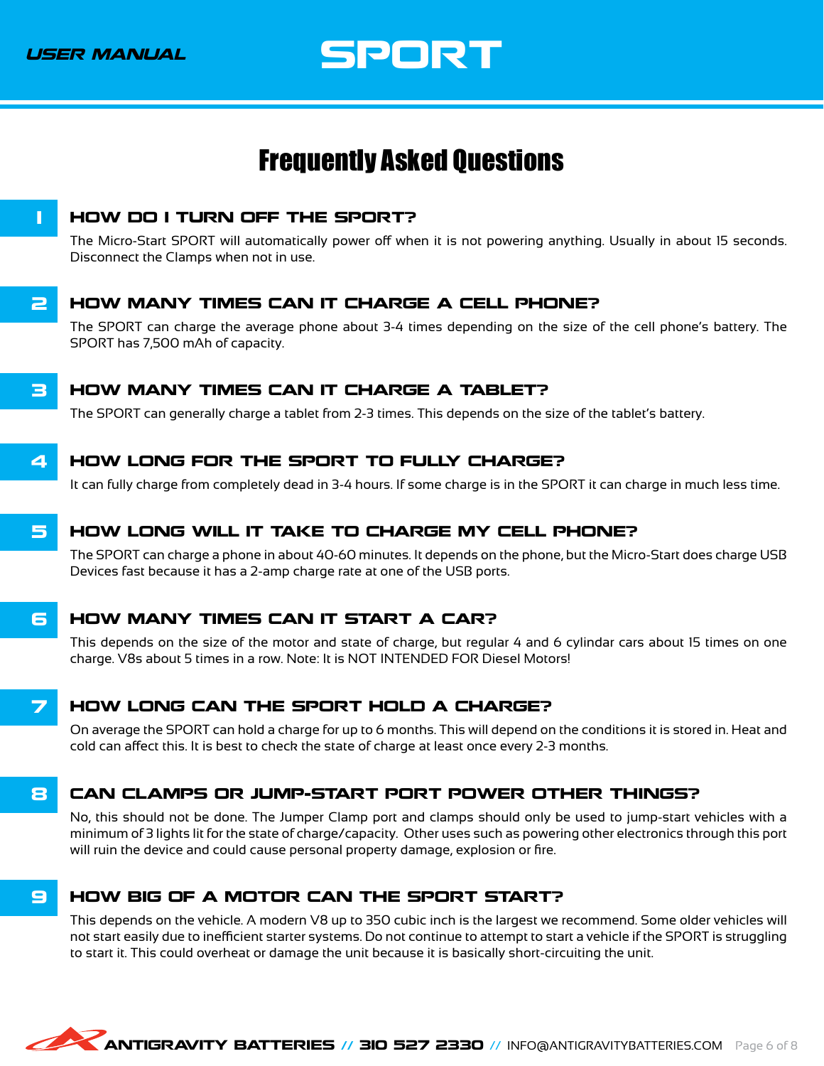# Frequently Asked Questions

## 1 HOW DO I TURN OFF THE SPORT?

The Micro-Start SPORT will automatically power off when it is not powering anything. Usually in about 15 seconds. Disconnect the Clamps when not in use.

## 2 HOW MANY TIMES CAN IT CHARGE A CELL PHONE?

The SPORT can charge the average phone about 3-4 times depending on the size of the cell phone's battery. The SPORT has 7,500 mAh of capacity.

## 3 HOW MANY TIMES CAN IT CHARGE A TABLET?

The SPORT can generally charge a tablet from 2-3 times. This depends on the size of the tablet's battery.

## 4 HOW LONG FOR THE SPORT TO FULLY CHARGE?

It can fully charge from completely dead in 3-4 hours. If some charge is in the SPORT it can charge in much less time.

## 5 HOW LONG WILL IT TAKE TO CHARGE MY CELL PHONE?

The SPORT can charge a phone in about 40-60 minutes. It depends on the phone, but the Micro-Start does charge USB Devices fast because it has a 2-amp charge rate at one of the USB ports.

## 6 HOW MANY TIMES CAN IT START A CAR?

This depends on the size of the motor and state of charge, but regular 4 and 6 cylindar cars about 15 times on one charge. V8s about 5 times in a row. Note: It is NOT INTENDED FOR Diesel Motors!

## 7 HOW LONG CAN THE SPORT HOLD A CHARGE?

On average the SPORT can hold a charge for up to 6 months. This will depend on the conditions it is stored in. Heat and cold can affect this. It is best to check the state of charge at least once every 2-3 months.

## 8 CAN CLAMPS OR JUMP-START PORT POWER OTHER THINGS?

No, this should not be done. The Jumper Clamp port and clamps should only be used to jump-start vehicles with a minimum of 3 lights lit for the state of charge/capacity. Other uses such as powering other electronics through this port will ruin the device and could cause personal property damage, explosion or fire.

## 9 HOW BIG OF A MOTOR CAN THE SPORT START?

This depends on the vehicle. A modern V8 up to 350 cubic inch is the largest we recommend. Some older vehicles will not start easily due to inefficient starter systems. Do not continue to attempt to start a vehicle if the SPORT is struggling to start it. This could overheat or damage the unit because it is basically short-circuiting the unit.

ANTIGRAVITY BATTERIES // 310 527 2330 // INFO@ANTIGRAVITYBATTERIES.COM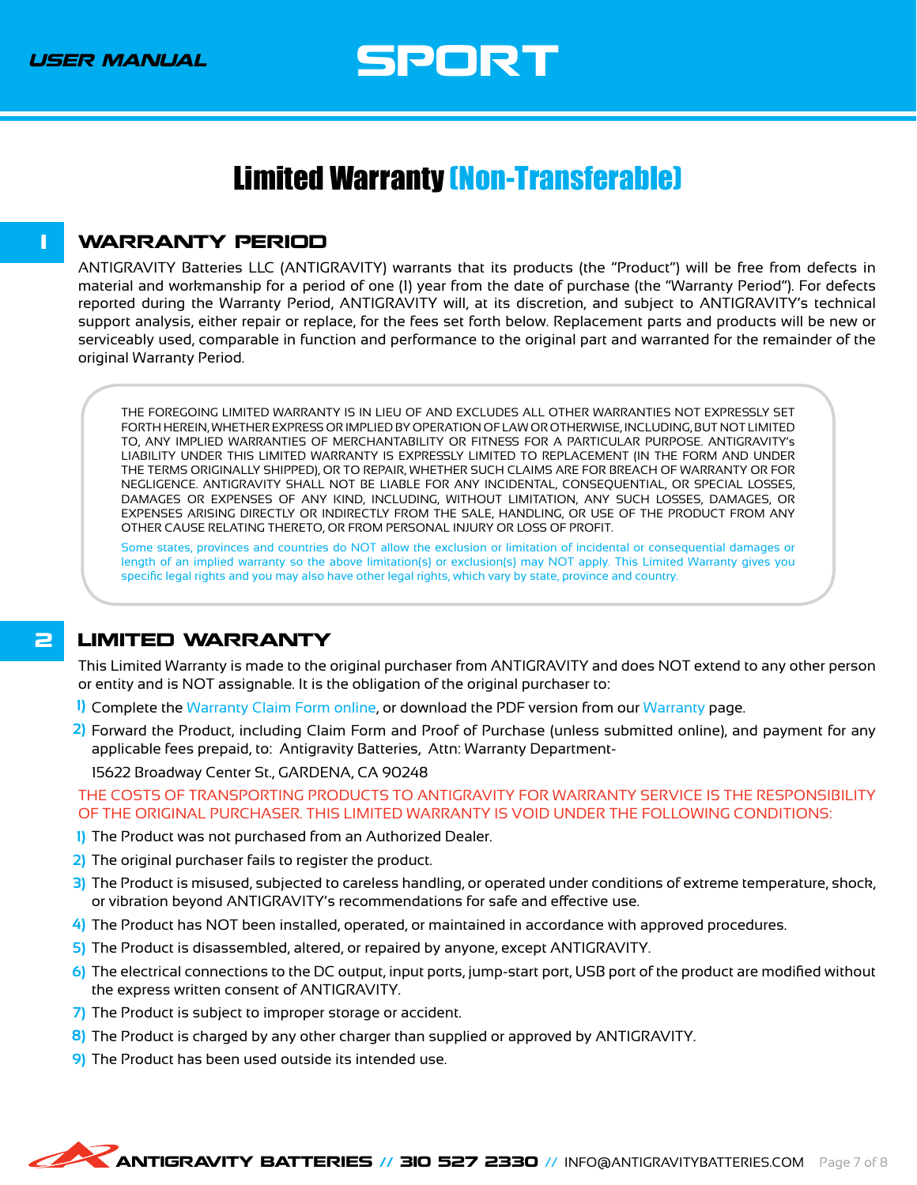# Limited Warranty (Non-Transferable)

## 1 WARRANTY PERIOD

ANTIGRAVITY Batteries LLC (ANTIGRAVITY) warrants that its products (the "Product") will be free from defects in material and workmanship for a period of one (1) year from the date of purchase (the "Warranty Period"). For defects reported during the Warranty Period, ANTIGRAVITY will, at its discretion, and subject to ANTIGRAVITY's technical support analysis, either repair or replace, for the fees set forth below. Replacement parts and products will be new or serviceably used, comparable in function and performance to the original part and warranted for the remainder of the original Warranty Period.

THE FOREGOING LIMITED WARRANTY IS IN LIEU OF AND EXCLUDES ALL OTHER WARRANTIES NOT EXPRESSLY SET FORTH HEREIN, WHETHER EXPRESS OR IMPLIED BY OPERATION OF LAW OR OTHERWISE, INCLUDING, BUT NOT LIMITED TO, ANY IMPLIED WARRANTIES OF MERCHANTABILITY OR FITNESS FOR A PARTICULAR PURPOSE. ANTIGRAVITY's LIABILITY UNDER THIS LIMITED WARRANTY IS EXPRESSLY LIMITED TO REPLACEMENT (IN THE FORM AND UNDER THE TERMS ORIGINALLY SHIPPED), OR TO REPAIR, WHETHER SUCH CLAIMS ARE FOR BREACH OF WARRANTY OR FOR NEGLIGENCE. ANTIGRAVITY SHALL NOT BE LIABLE FOR ANY INCIDENTAL, CONSEQUENTIAL, OR SPECIAL LOSSES, DAMAGES OR EXPENSES OF ANY KIND, INCLUDING, WITHOUT LIMITATION, ANY SUCH LOSSES, DAMAGES, OR EXPENSES ARISING DIRECTLY OR INDIRECTLY FROM THE SALE, HANDLING, OR USE OF THE PRODUCT FROM ANY OTHER CAUSE RELATING THERETO, OR FROM PERSONAL INJURY OR LOSS OF PROFIT.

Some states, provinces and countries do NOT allow the exclusion or limitation of incidental or consequential damages or length of an implied warranty so the above limitation(s) or exclusion(s) may NOT apply. This Limited Warranty gives you specific legal rights and you may also have other legal rights, which vary by state, province and country.

## 2 LIMITED WARRANTY

This Limited Warranty is made to the original purchaser from ANTIGRAVITY and does NOT extend to any other person or entity and is NOT assignable. It is the obligation of the original purchaser to:

1) Complete the Warranty Claim Form online, or download the PDF version from our Warranty page.
2) Forward the Product, including Claim Form and Proof of Purchase (unless submitted online), and payment for any applicable fees prepaid, to: Antigravity Batteries, Attn: Warranty Department-
   15622 Broadway Center St., GARDENA, CA 90248

THE COSTS OF TRANSPORTING PRODUCTS TO ANTIGRAVITY FOR WARRANTY SERVICE IS THE RESPONSIBILITY OF THE ORIGINAL PURCHASER. THIS LIMITED WARRANTY IS VOID UNDER THE FOLLOWING CONDITIONS:

1) The Product was not purchased from an Authorized Dealer.
2) The original purchaser fails to register the product.
3) The Product is misused, subjected to careless handling, or operated under conditions of extreme temperature, shock, or vibration beyond ANTIGRAVITY's recommendations for safe and effective use.
4) The Product has NOT been installed, operated, or maintained in accordance with approved procedures.
5) The Product is disassembled, altered, or repaired by anyone, except ANTIGRAVITY.
6) The electrical connections to the DC output, input ports, jump-start port, USB port of the product are modified without the express written consent of ANTIGRAVITY.
7) The Product is subject to improper storage or accident.
8) The Product is charged by any other charger than supplied or approved by ANTIGRAVITY.
9) The Product has been used outside its intended use.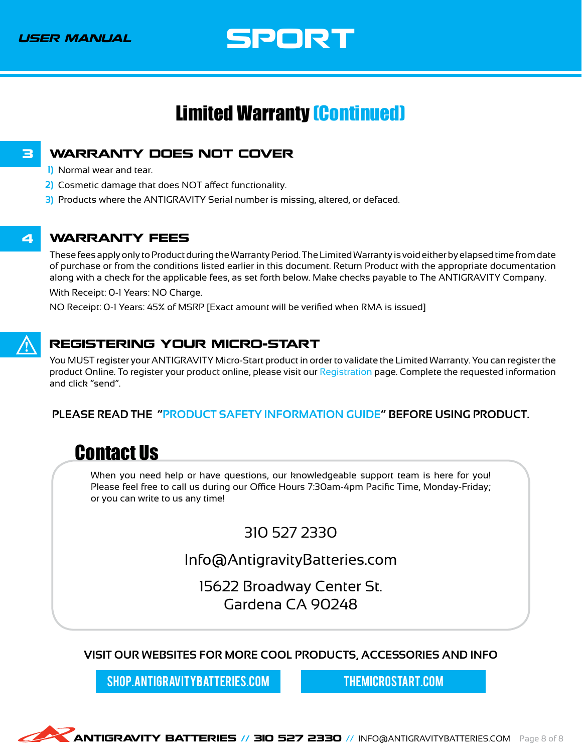## Limited Warranty (Continued)

### 3 WARRANTY DOES NOT COVER

1) Normal wear and tear.
2) Cosmetic damage that does NOT affect functionality.
3) Products where the ANTIGRAVITY Serial number is missing, altered, or defaced.

### 4 WARRANTY FEES

These fees apply only to Product during the Warranty Period. The Limited Warranty is void either by elapsed time from date of purchase or from the conditions listed earlier in this document. Return Product with the appropriate documentation along with a check for the applicable fees, as set forth below. Make checks payable to The ANTIGRAVITY Company.

With Receipt: 0-1 Years: NO Charge.

NO Receipt: 0-1 Years: 45% of MSRP [Exact amount will be verified when RMA is issued]

### REGISTERING YOUR MICRO-START

You MUST register your ANTIGRAVITY Micro-Start product in order to validate the Limited Warranty. You can register the product Online. To register your product online, please visit our Registration page. Complete the requested information and click "send".

**PLEASE READ THE "PRODUCT SAFETY INFORMATION GUIDE" BEFORE USING PRODUCT.**

## Contact Us

When you need help or have questions, our knowledgeable support team is here for you! Please feel free to call us during our Office Hours 7:30am-4pm Pacific Time, Monday-Friday; or you can write to us any time!

310 527 2330

Info@AntigravityBatteries.com

15622 Broadway Center St.
Gardena CA 90248

**VISIT OUR WEBSITES FOR MORE COOL PRODUCTS, ACCESSORIES AND INFO**

SHOP.ANTIGRAVITYBATTERIES.COM

THEMICROSTART.COM